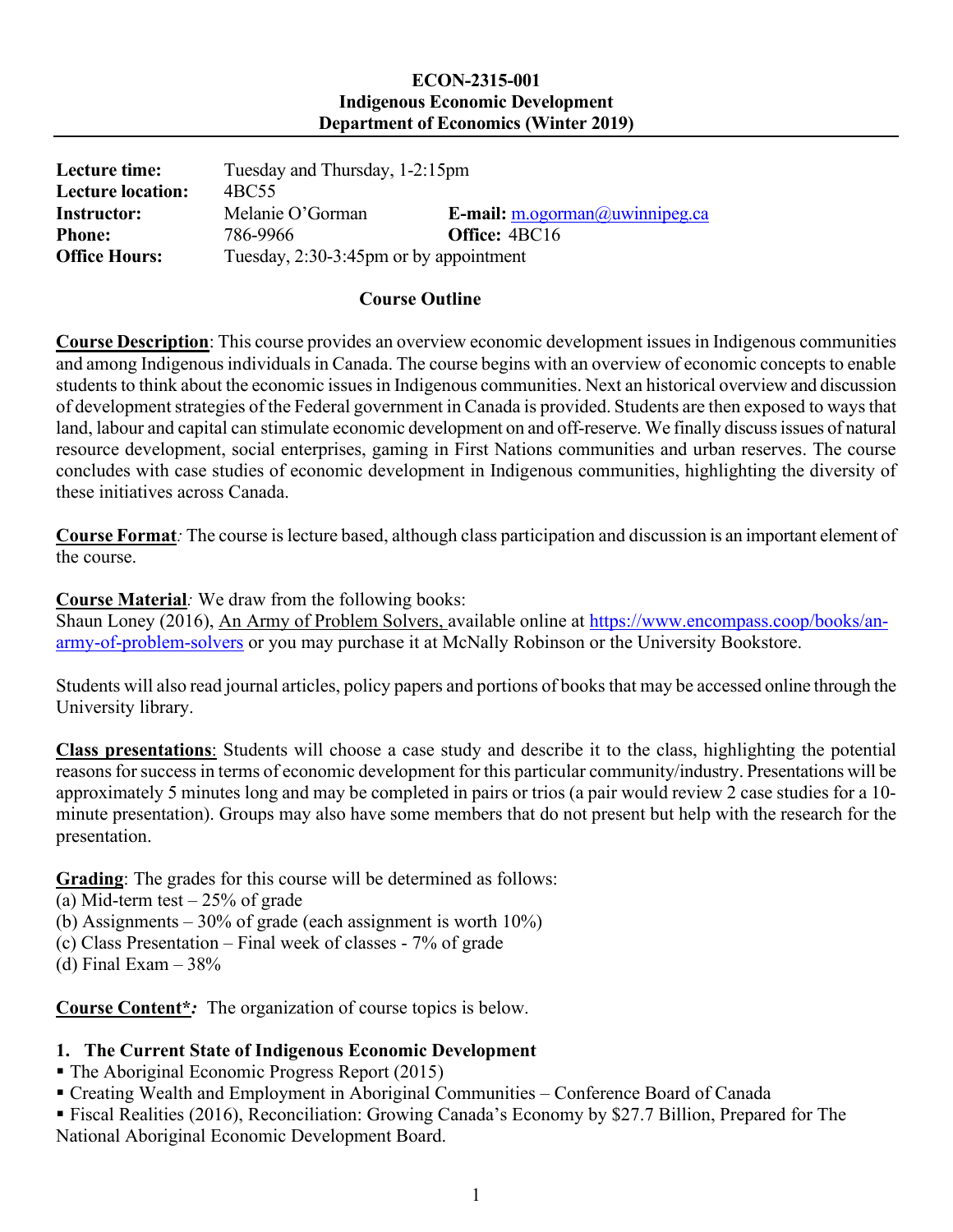**ECON-2315-001**
**Indigenous Economic Development**
**Department of Economics (Winter 2019)**

| | | | |
|---|---|---|---|
| **Lecture time:** | Tuesday and Thursday, 1-2:15pm | | |
| **Lecture location:** | 4BC55 | | |
| **Instructor:** | Melanie O'Gorman | **E-mail:** | m.ogorman@uwinnipeg.ca |
| **Phone:** | 786-9966 | **Office:** | 4BC16 |
| **Office Hours:** | Tuesday, 2:30-3:45pm or by appointment | | |

## Course Outline

**Course Description**: This course provides an overview economic development issues in Indigenous communities and among Indigenous individuals in Canada. The course begins with an overview of economic concepts to enable students to think about the economic issues in Indigenous communities. Next an historical overview and discussion of development strategies of the Federal government in Canada is provided. Students are then exposed to ways that land, labour and capital can stimulate economic development on and off-reserve. We finally discuss issues of natural resource development, social enterprises, gaming in First Nations communities and urban reserves. The course concludes with case studies of economic development in Indigenous communities, highlighting the diversity of these initiatives across Canada.

**Course Format***:* The course is lecture based, although class participation and discussion is an important element of the course.

**Course Material***:* We draw from the following books:
Shaun Loney (2016), An Army of Problem Solvers, available online at https://www.encompass.coop/books/an-army-of-problem-solvers or you may purchase it at McNally Robinson or the University Bookstore.

Students will also read journal articles, policy papers and portions of books that may be accessed online through the University library.

**Class presentations**: Students will choose a case study and describe it to the class, highlighting the potential reasons for success in terms of economic development for this particular community/industry. Presentations will be approximately 5 minutes long and may be completed in pairs or trios (a pair would review 2 case studies for a 10-minute presentation). Groups may also have some members that do not present but help with the research for the presentation.

**Grading**: The grades for this course will be determined as follows:
(a) Mid-term test – 25% of grade
(b) Assignments – 30% of grade (each assignment is worth 10%)
(c) Class Presentation – Final week of classes - 7% of grade
(d) Final Exam – 38%

**Course Content\****:* The organization of course topics is below.

### 1. The Current State of Indigenous Economic Development

- The Aboriginal Economic Progress Report (2015)
- Creating Wealth and Employment in Aboriginal Communities – Conference Board of Canada
- Fiscal Realities (2016), Reconciliation: Growing Canada's Economy by $27.7 Billion, Prepared for The National Aboriginal Economic Development Board.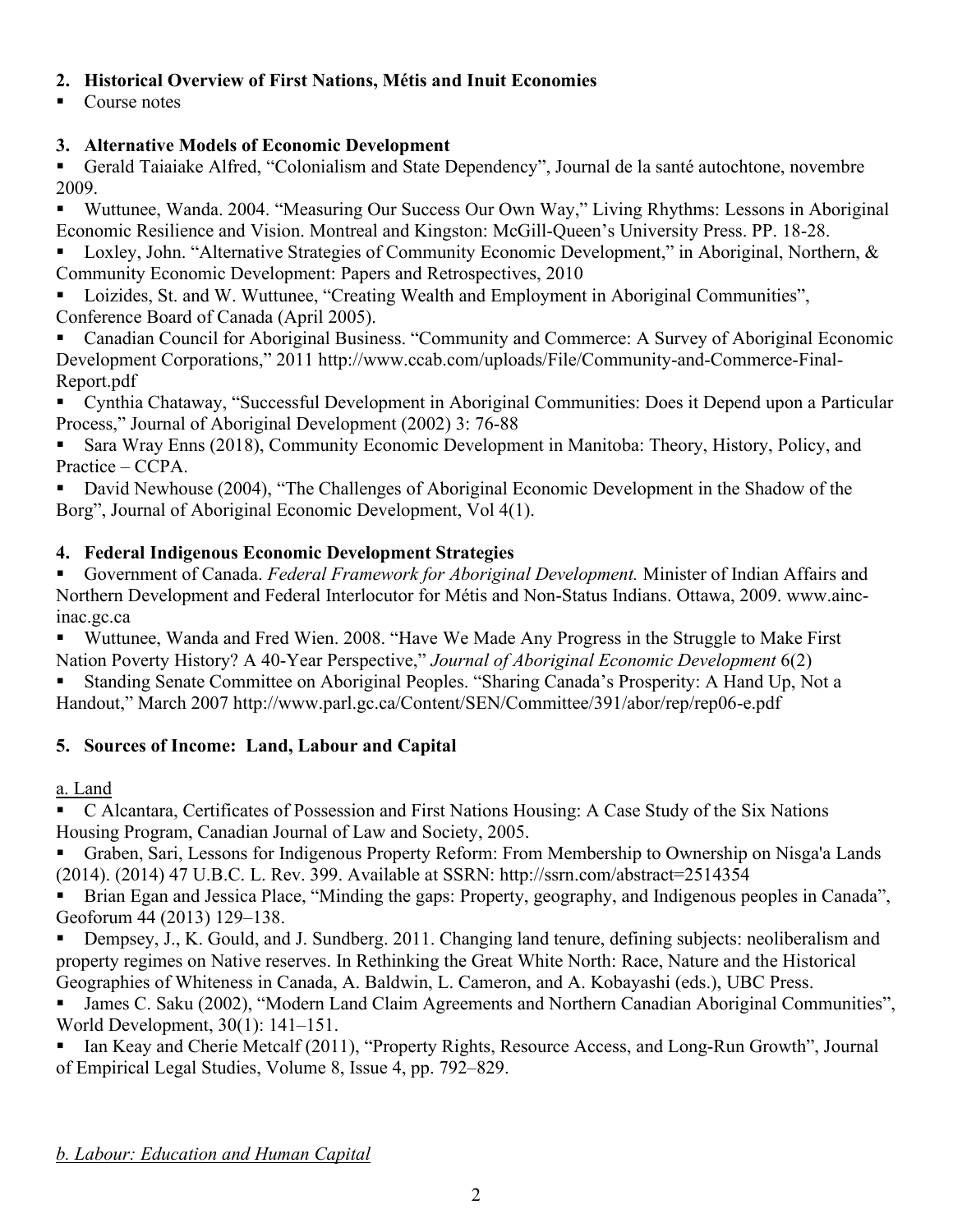**2. Historical Overview of First Nations, Métis and Inuit Economies**

- Course notes

**3. Alternative Models of Economic Development**

- Gerald Taiaiake Alfred, “Colonialism and State Dependency”, Journal de la santé autochtone, novembre 2009.
- Wuttunee, Wanda. 2004. “Measuring Our Success Our Own Way,” Living Rhythms: Lessons in Aboriginal Economic Resilience and Vision. Montreal and Kingston: McGill-Queen’s University Press. PP. 18-28.
- Loxley, John. “Alternative Strategies of Community Economic Development,” in Aboriginal, Northern, & Community Economic Development: Papers and Retrospectives, 2010
- Loizides, St. and W. Wuttunee, “Creating Wealth and Employment in Aboriginal Communities”, Conference Board of Canada (April 2005).
- Canadian Council for Aboriginal Business. “Community and Commerce: A Survey of Aboriginal Economic Development Corporations,” 2011 http://www.ccab.com/uploads/File/Community-and-Commerce-Final-Report.pdf
- Cynthia Chataway, “Successful Development in Aboriginal Communities: Does it Depend upon a Particular Process,” Journal of Aboriginal Development (2002) 3: 76-88
- Sara Wray Enns (2018), Community Economic Development in Manitoba: Theory, History, Policy, and Practice – CCPA.
- David Newhouse (2004), “The Challenges of Aboriginal Economic Development in the Shadow of the Borg”, Journal of Aboriginal Economic Development, Vol 4(1).

**4. Federal Indigenous Economic Development Strategies**

- Government of Canada. *Federal Framework for Aboriginal Development.* Minister of Indian Affairs and Northern Development and Federal Interlocutor for Métis and Non-Status Indians. Ottawa, 2009. www.ainc-inac.gc.ca
- Wuttunee, Wanda and Fred Wien. 2008. “Have We Made Any Progress in the Struggle to Make First Nation Poverty History? A 40-Year Perspective,” *Journal of Aboriginal Economic Development* 6(2)
- Standing Senate Committee on Aboriginal Peoples. “Sharing Canada’s Prosperity: A Hand Up, Not a Handout,” March 2007 http://www.parl.gc.ca/Content/SEN/Committee/391/abor/rep/rep06-e.pdf

**5. Sources of Income: Land, Labour and Capital**

<u>a. Land</u>

- C Alcantara, Certificates of Possession and First Nations Housing: A Case Study of the Six Nations Housing Program, Canadian Journal of Law and Society, 2005.
- Graben, Sari, Lessons for Indigenous Property Reform: From Membership to Ownership on Nisga'a Lands (2014). (2014) 47 U.B.C. L. Rev. 399. Available at SSRN: http://ssrn.com/abstract=2514354
- Brian Egan and Jessica Place, “Minding the gaps: Property, geography, and Indigenous peoples in Canada”, Geoforum 44 (2013) 129–138.
- Dempsey, J., K. Gould, and J. Sundberg. 2011. Changing land tenure, defining subjects: neoliberalism and property regimes on Native reserves. In Rethinking the Great White North: Race, Nature and the Historical Geographies of Whiteness in Canada, A. Baldwin, L. Cameron, and A. Kobayashi (eds.), UBC Press.
- James C. Saku (2002), “Modern Land Claim Agreements and Northern Canadian Aboriginal Communities”, World Development, 30(1): 141–151.
- Ian Keay and Cherie Metcalf (2011), “Property Rights, Resource Access, and Long-Run Growth”, Journal of Empirical Legal Studies, Volume 8, Issue 4, pp. 792–829.

*<u>b. Labour: Education and Human Capital</u>*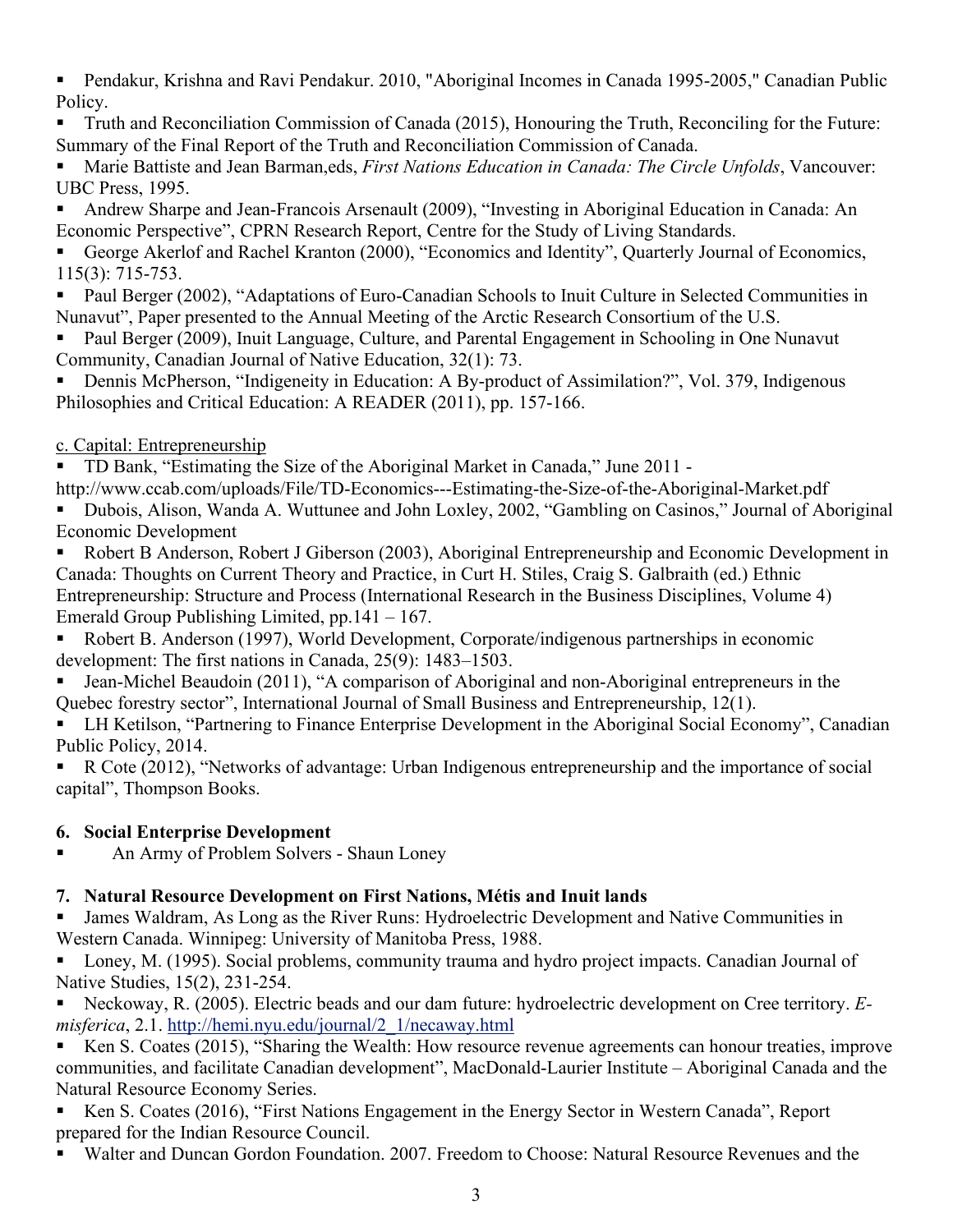- Pendakur, Krishna and Ravi Pendakur. 2010, "Aboriginal Incomes in Canada 1995-2005," Canadian Public Policy.
- Truth and Reconciliation Commission of Canada (2015), Honouring the Truth, Reconciling for the Future: Summary of the Final Report of the Truth and Reconciliation Commission of Canada.
- Marie Battiste and Jean Barman,eds, *First Nations Education in Canada: The Circle Unfolds*, Vancouver: UBC Press, 1995.
- Andrew Sharpe and Jean-Francois Arsenault (2009), "Investing in Aboriginal Education in Canada: An Economic Perspective", CPRN Research Report, Centre for the Study of Living Standards.
- George Akerlof and Rachel Kranton (2000), "Economics and Identity", Quarterly Journal of Economics, 115(3): 715-753.
- Paul Berger (2002), "Adaptations of Euro-Canadian Schools to Inuit Culture in Selected Communities in Nunavut", Paper presented to the Annual Meeting of the Arctic Research Consortium of the U.S.
- Paul Berger (2009), Inuit Language, Culture, and Parental Engagement in Schooling in One Nunavut Community, Canadian Journal of Native Education, 32(1): 73.
- Dennis McPherson, "Indigeneity in Education: A By-product of Assimilation?", Vol. 379, Indigenous Philosophies and Critical Education: A READER (2011), pp. 157-166.

c. Capital: Entrepreneurship

- TD Bank, "Estimating the Size of the Aboriginal Market in Canada," June 2011 - http://www.ccab.com/uploads/File/TD-Economics---Estimating-the-Size-of-the-Aboriginal-Market.pdf
- Dubois, Alison, Wanda A. Wuttunee and John Loxley, 2002, "Gambling on Casinos," Journal of Aboriginal Economic Development
- Robert B Anderson, Robert J Giberson (2003), Aboriginal Entrepreneurship and Economic Development in Canada: Thoughts on Current Theory and Practice, in Curt H. Stiles, Craig S. Galbraith (ed.) Ethnic Entrepreneurship: Structure and Process (International Research in the Business Disciplines, Volume 4) Emerald Group Publishing Limited, pp.141 – 167.
- Robert B. Anderson (1997), World Development, Corporate/indigenous partnerships in economic development: The first nations in Canada, 25(9): 1483–1503.
- Jean-Michel Beaudoin (2011), "A comparison of Aboriginal and non-Aboriginal entrepreneurs in the Quebec forestry sector", International Journal of Small Business and Entrepreneurship, 12(1).
- LH Ketilson, "Partnering to Finance Enterprise Development in the Aboriginal Social Economy", Canadian Public Policy, 2014.
- R Cote (2012), "Networks of advantage: Urban Indigenous entrepreneurship and the importance of social capital", Thompson Books.

### 6. Social Enterprise Development

- An Army of Problem Solvers - Shaun Loney

### 7. Natural Resource Development on First Nations, Métis and Inuit lands

- James Waldram, As Long as the River Runs: Hydroelectric Development and Native Communities in Western Canada. Winnipeg: University of Manitoba Press, 1988.
- Loney, M. (1995). Social problems, community trauma and hydro project impacts. Canadian Journal of Native Studies, 15(2), 231-254.
- Neckoway, R. (2005). Electric beads and our dam future: hydroelectric development on Cree territory. *E-misferica*, 2.1. http://hemi.nyu.edu/journal/2_1/necaway.html
- Ken S. Coates (2015), "Sharing the Wealth: How resource revenue agreements can honour treaties, improve communities, and facilitate Canadian development", MacDonald-Laurier Institute – Aboriginal Canada and the Natural Resource Economy Series.
- Ken S. Coates (2016), "First Nations Engagement in the Energy Sector in Western Canada", Report prepared for the Indian Resource Council.
- Walter and Duncan Gordon Foundation. 2007. Freedom to Choose: Natural Resource Revenues and the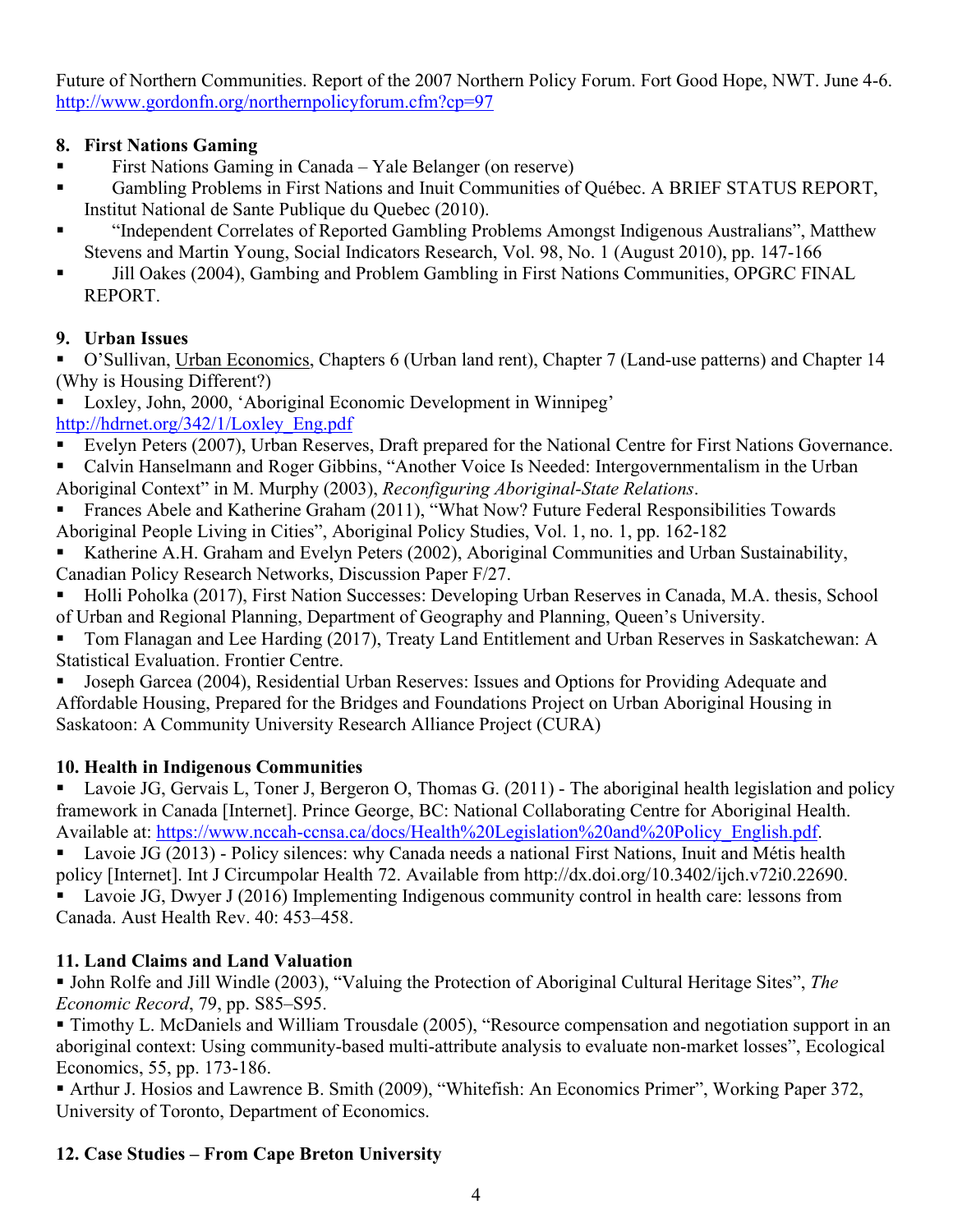Future of Northern Communities. Report of the 2007 Northern Policy Forum. Fort Good Hope, NWT. June 4-6. http://www.gordonfn.org/northernpolicyforum.cfm?cp=97

## 8. First Nations Gaming

- First Nations Gaming in Canada – Yale Belanger (on reserve)
- Gambling Problems in First Nations and Inuit Communities of Québec. A BRIEF STATUS REPORT, Institut National de Sante Publique du Quebec (2010).
- "Independent Correlates of Reported Gambling Problems Amongst Indigenous Australians", Matthew Stevens and Martin Young, Social Indicators Research, Vol. 98, No. 1 (August 2010), pp. 147-166
- Jill Oakes (2004), Gambing and Problem Gambling in First Nations Communities, OPGRC FINAL REPORT.

## 9. Urban Issues

- O'Sullivan, Urban Economics, Chapters 6 (Urban land rent), Chapter 7 (Land-use patterns) and Chapter 14 (Why is Housing Different?)
- Loxley, John, 2000, 'Aboriginal Economic Development in Winnipeg' http://hdrnet.org/342/1/Loxley_Eng.pdf
- Evelyn Peters (2007), Urban Reserves, Draft prepared for the National Centre for First Nations Governance.
- Calvin Hanselmann and Roger Gibbins, "Another Voice Is Needed: Intergovernmentalism in the Urban Aboriginal Context" in M. Murphy (2003), *Reconfiguring Aboriginal-State Relations*.
- Frances Abele and Katherine Graham (2011), "What Now? Future Federal Responsibilities Towards Aboriginal People Living in Cities", Aboriginal Policy Studies, Vol. 1, no. 1, pp. 162-182
- Katherine A.H. Graham and Evelyn Peters (2002), Aboriginal Communities and Urban Sustainability, Canadian Policy Research Networks, Discussion Paper F/27.
- Holli Poholka (2017), First Nation Successes: Developing Urban Reserves in Canada, M.A. thesis, School of Urban and Regional Planning, Department of Geography and Planning, Queen's University.
- Tom Flanagan and Lee Harding (2017), Treaty Land Entitlement and Urban Reserves in Saskatchewan: A Statistical Evaluation. Frontier Centre.
- Joseph Garcea (2004), Residential Urban Reserves: Issues and Options for Providing Adequate and Affordable Housing, Prepared for the Bridges and Foundations Project on Urban Aboriginal Housing in Saskatoon: A Community University Research Alliance Project (CURA)

## 10. Health in Indigenous Communities

- Lavoie JG, Gervais L, Toner J, Bergeron O, Thomas G. (2011) - The aboriginal health legislation and policy framework in Canada [Internet]. Prince George, BC: National Collaborating Centre for Aboriginal Health. Available at: https://www.nccah-ccnsa.ca/docs/Health%20Legislation%20and%20Policy_English.pdf.
- Lavoie JG (2013) - Policy silences: why Canada needs a national First Nations, Inuit and Métis health policy [Internet]. Int J Circumpolar Health 72. Available from http://dx.doi.org/10.3402/ijch.v72i0.22690.
- Lavoie JG, Dwyer J (2016) Implementing Indigenous community control in health care: lessons from Canada. Aust Health Rev. 40: 453–458.

## 11. Land Claims and Land Valuation

- John Rolfe and Jill Windle (2003), "Valuing the Protection of Aboriginal Cultural Heritage Sites", *The Economic Record*, 79, pp. S85–S95.
- Timothy L. McDaniels and William Trousdale (2005), "Resource compensation and negotiation support in an aboriginal context: Using community-based multi-attribute analysis to evaluate non-market losses", Ecological Economics, 55, pp. 173-186.
- Arthur J. Hosios and Lawrence B. Smith (2009), "Whitefish: An Economics Primer", Working Paper 372, University of Toronto, Department of Economics.

## 12. Case Studies – From Cape Breton University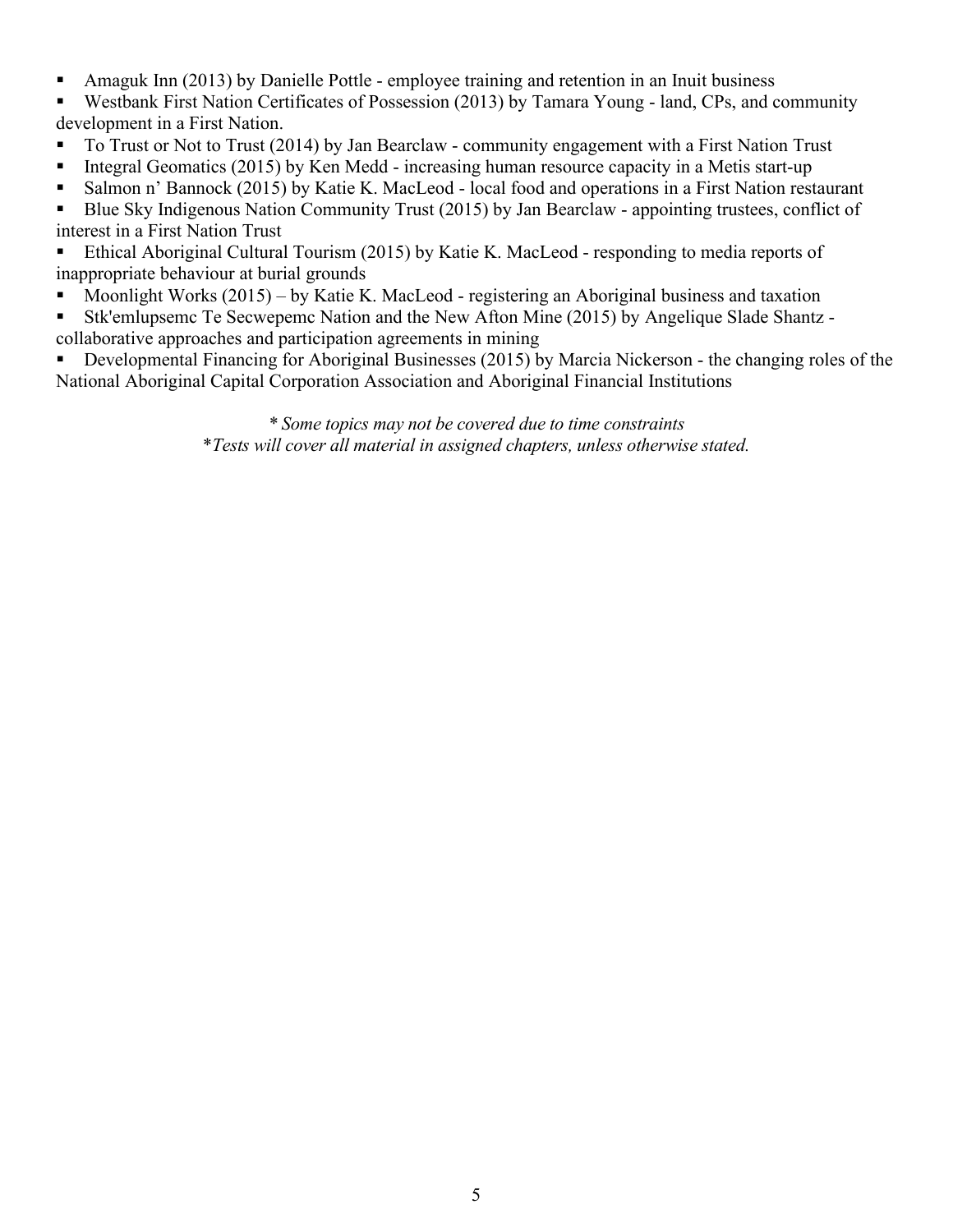- Amaguk Inn (2013) by Danielle Pottle - employee training and retention in an Inuit business
- Westbank First Nation Certificates of Possession (2013) by Tamara Young - land, CPs, and community development in a First Nation.
- To Trust or Not to Trust (2014) by Jan Bearclaw - community engagement with a First Nation Trust
- Integral Geomatics (2015) by Ken Medd - increasing human resource capacity in a Metis start-up
- Salmon n' Bannock (2015) by Katie K. MacLeod - local food and operations in a First Nation restaurant
- Blue Sky Indigenous Nation Community Trust (2015) by Jan Bearclaw - appointing trustees, conflict of interest in a First Nation Trust
- Ethical Aboriginal Cultural Tourism (2015) by Katie K. MacLeod - responding to media reports of inappropriate behaviour at burial grounds
- Moonlight Works (2015) – by Katie K. MacLeod - registering an Aboriginal business and taxation
- Stk'emlupsemc Te Secwepemc Nation and the New Afton Mine (2015) by Angelique Slade Shantz - collaborative approaches and participation agreements in mining
- Developmental Financing for Aboriginal Businesses (2015) by Marcia Nickerson - the changing roles of the National Aboriginal Capital Corporation Association and Aboriginal Financial Institutions

*\* Some topics may not be covered due to time constraints*
*\*Tests will cover all material in assigned chapters, unless otherwise stated.*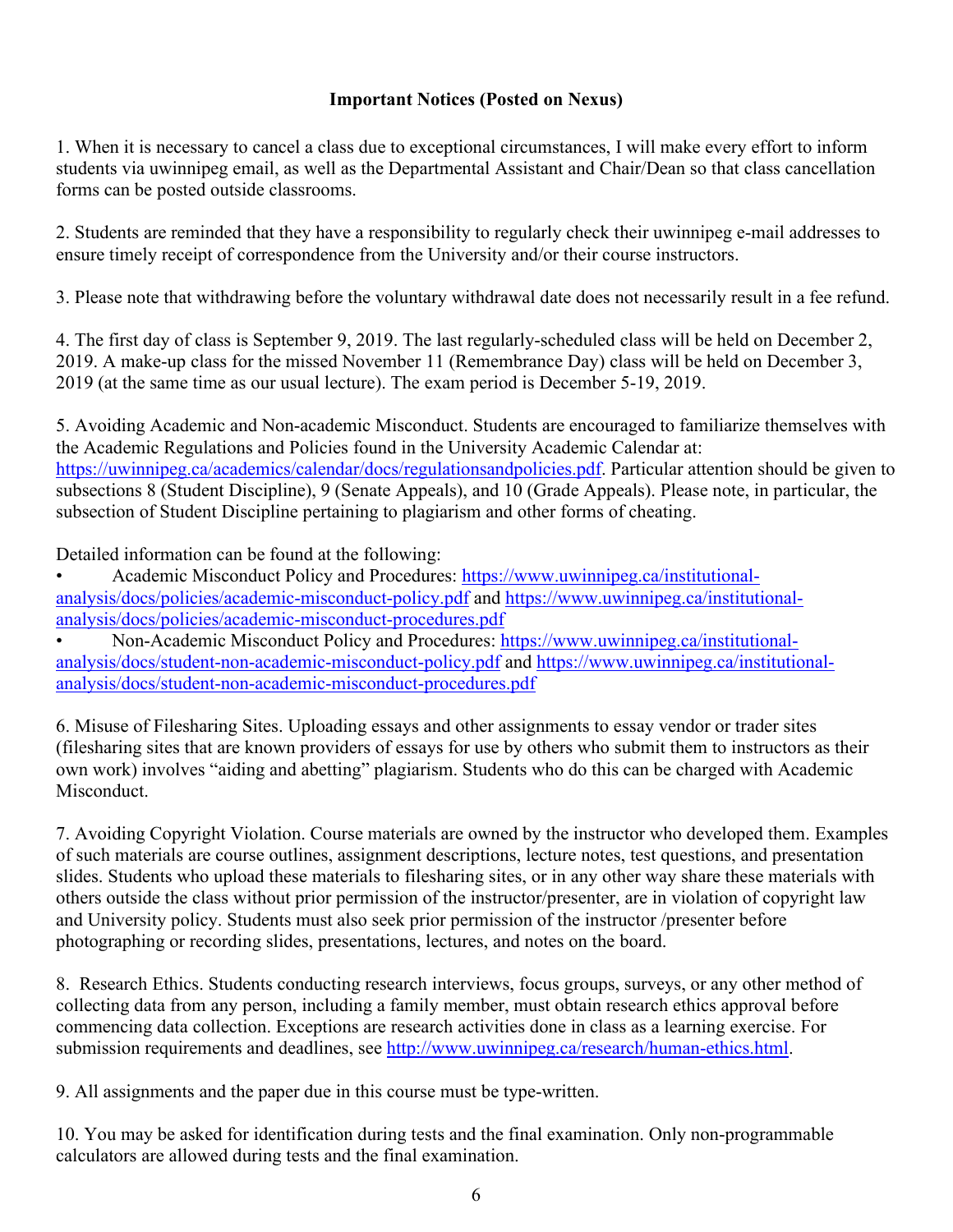**Important Notices (Posted on Nexus)**

1. When it is necessary to cancel a class due to exceptional circumstances, I will make every effort to inform students via uwinnipeg email, as well as the Departmental Assistant and Chair/Dean so that class cancellation forms can be posted outside classrooms.

2. Students are reminded that they have a responsibility to regularly check their uwinnipeg e-mail addresses to ensure timely receipt of correspondence from the University and/or their course instructors.

3. Please note that withdrawing before the voluntary withdrawal date does not necessarily result in a fee refund.

4. The first day of class is September 9, 2019. The last regularly-scheduled class will be held on December 2, 2019. A make-up class for the missed November 11 (Remembrance Day) class will be held on December 3, 2019 (at the same time as our usual lecture). The exam period is December 5-19, 2019.

5. Avoiding Academic and Non-academic Misconduct. Students are encouraged to familiarize themselves with the Academic Regulations and Policies found in the University Academic Calendar at: [https://uwinnipeg.ca/academics/calendar/docs/regulationsandpolicies.pdf](https://uwinnipeg.ca/academics/calendar/docs/regulationsandpolicies.pdf). Particular attention should be given to subsections 8 (Student Discipline), 9 (Senate Appeals), and 10 (Grade Appeals). Please note, in particular, the subsection of Student Discipline pertaining to plagiarism and other forms of cheating.

Detailed information can be found at the following:

- Academic Misconduct Policy and Procedures: [https://www.uwinnipeg.ca/institutional-analysis/docs/policies/academic-misconduct-policy.pdf](https://www.uwinnipeg.ca/institutional-analysis/docs/policies/academic-misconduct-policy.pdf) and [https://www.uwinnipeg.ca/institutional-analysis/docs/policies/academic-misconduct-procedures.pdf](https://www.uwinnipeg.ca/institutional-analysis/docs/policies/academic-misconduct-procedures.pdf)
- Non-Academic Misconduct Policy and Procedures: [https://www.uwinnipeg.ca/institutional-analysis/docs/student-non-academic-misconduct-policy.pdf](https://www.uwinnipeg.ca/institutional-analysis/docs/student-non-academic-misconduct-policy.pdf) and [https://www.uwinnipeg.ca/institutional-analysis/docs/student-non-academic-misconduct-procedures.pdf](https://www.uwinnipeg.ca/institutional-analysis/docs/student-non-academic-misconduct-procedures.pdf)

6. Misuse of Filesharing Sites. Uploading essays and other assignments to essay vendor or trader sites (filesharing sites that are known providers of essays for use by others who submit them to instructors as their own work) involves "aiding and abetting" plagiarism. Students who do this can be charged with Academic Misconduct.

7. Avoiding Copyright Violation. Course materials are owned by the instructor who developed them. Examples of such materials are course outlines, assignment descriptions, lecture notes, test questions, and presentation slides. Students who upload these materials to filesharing sites, or in any other way share these materials with others outside the class without prior permission of the instructor/presenter, are in violation of copyright law and University policy. Students must also seek prior permission of the instructor /presenter before photographing or recording slides, presentations, lectures, and notes on the board.

8. Research Ethics. Students conducting research interviews, focus groups, surveys, or any other method of collecting data from any person, including a family member, must obtain research ethics approval before commencing data collection. Exceptions are research activities done in class as a learning exercise. For submission requirements and deadlines, see [http://www.uwinnipeg.ca/research/human-ethics.html](http://www.uwinnipeg.ca/research/human-ethics.html).

9. All assignments and the paper due in this course must be type-written.

10. You may be asked for identification during tests and the final examination. Only non-programmable calculators are allowed during tests and the final examination.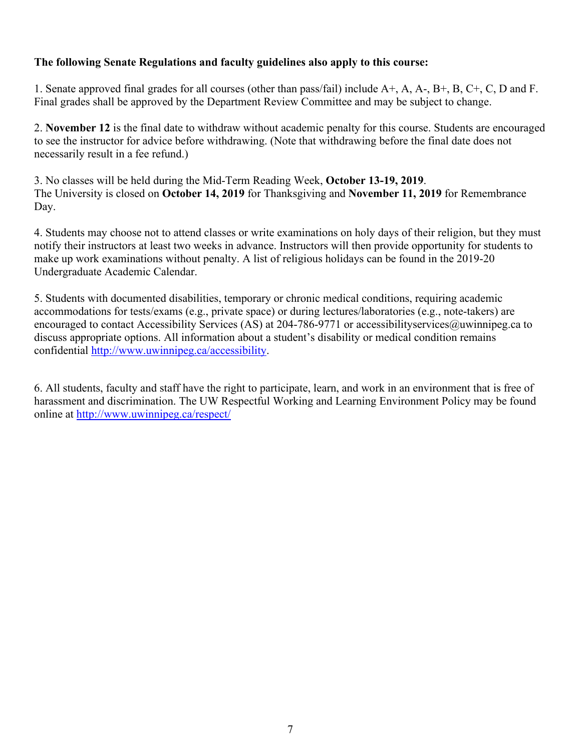**The following Senate Regulations and faculty guidelines also apply to this course:**

1. Senate approved final grades for all courses (other than pass/fail) include A+, A, A-, B+, B, C+, C, D and F. Final grades shall be approved by the Department Review Committee and may be subject to change.

2. **November 12** is the final date to withdraw without academic penalty for this course. Students are encouraged to see the instructor for advice before withdrawing. (Note that withdrawing before the final date does not necessarily result in a fee refund.)

3. No classes will be held during the Mid-Term Reading Week, **October 13-19, 2019**. The University is closed on **October 14, 2019** for Thanksgiving and **November 11, 2019** for Remembrance Day.

4. Students may choose not to attend classes or write examinations on holy days of their religion, but they must notify their instructors at least two weeks in advance. Instructors will then provide opportunity for students to make up work examinations without penalty. A list of religious holidays can be found in the 2019-20 Undergraduate Academic Calendar.

5. Students with documented disabilities, temporary or chronic medical conditions, requiring academic accommodations for tests/exams (e.g., private space) or during lectures/laboratories (e.g., note-takers) are encouraged to contact Accessibility Services (AS) at 204-786-9771 or accessibilityservices@uwinnipeg.ca to discuss appropriate options. All information about a student's disability or medical condition remains confidential http://www.uwinnipeg.ca/accessibility.

6. All students, faculty and staff have the right to participate, learn, and work in an environment that is free of harassment and discrimination. The UW Respectful Working and Learning Environment Policy may be found online at http://www.uwinnipeg.ca/respect/